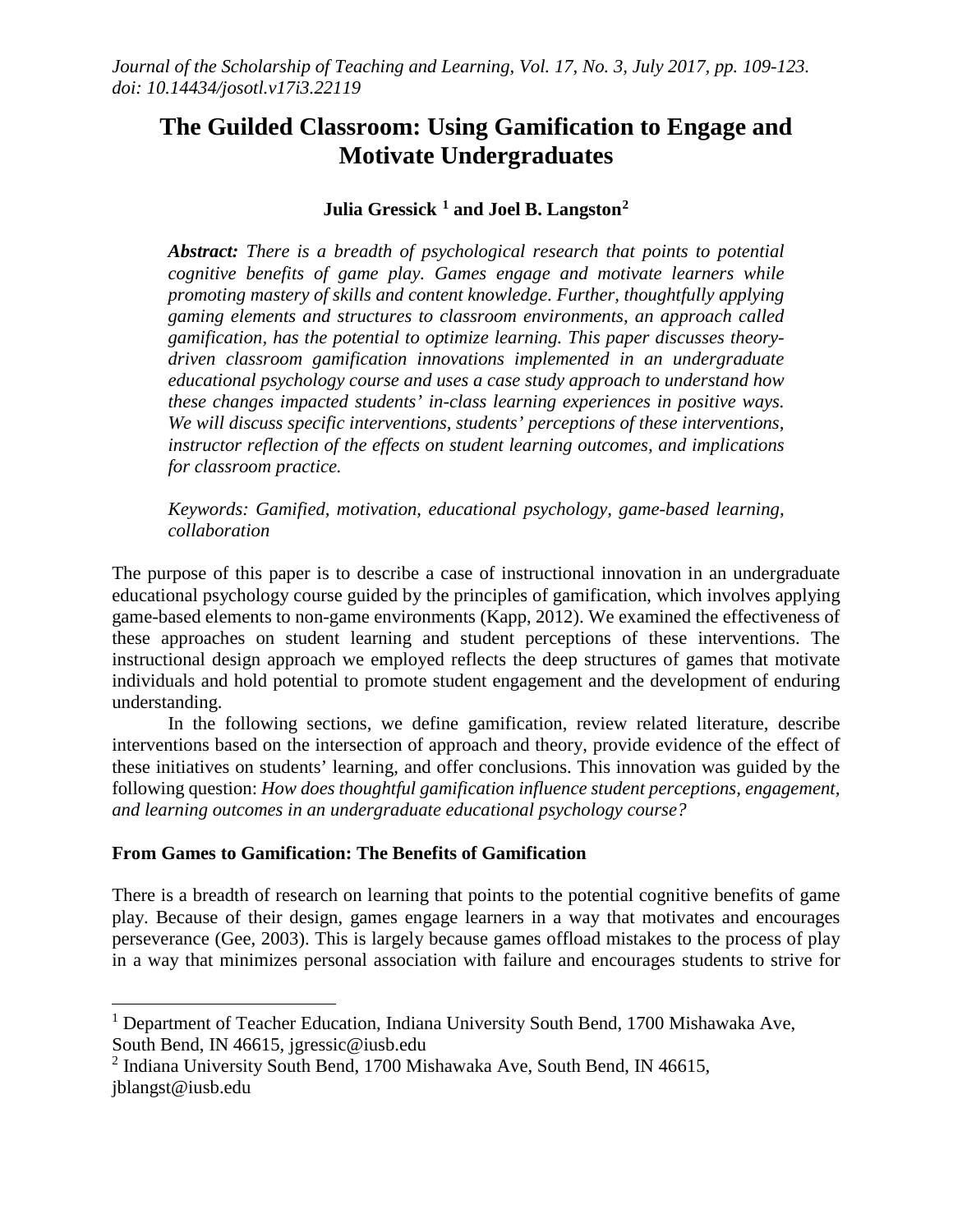*Journal of the Scholarship of Teaching and Learning, Vol. 17, No. 3, July 2017, pp. 109-123. doi: 10.14434/josotl.v17i3.22119*

# The Guilded Classroom: Using Gamification to Engage and Motivate Undergraduates

**Julia Gressick [1] and Joel B. Langston[2]**

***Abstract:*** *There is a breadth of psychological research that points to potential cognitive benefits of game play. Games engage and motivate learners while promoting mastery of skills and content knowledge. Further, thoughtfully applying gaming elements and structures to classroom environments, an approach called gamification, has the potential to optimize learning. This paper discusses theory-driven classroom gamification innovations implemented in an undergraduate educational psychology course and uses a case study approach to understand how these changes impacted students' in-class learning experiences in positive ways. We will discuss specific interventions, students' perceptions of these interventions, instructor reflection of the effects on student learning outcomes, and implications for classroom practice.*

*Keywords: Gamified, motivation, educational psychology, game-based learning, collaboration*

The purpose of this paper is to describe a case of instructional innovation in an undergraduate educational psychology course guided by the principles of gamification, which involves applying game-based elements to non-game environments (Kapp, 2012). We examined the effectiveness of these approaches on student learning and student perceptions of these interventions. The instructional design approach we employed reflects the deep structures of games that motivate individuals and hold potential to promote student engagement and the development of enduring understanding.

In the following sections, we define gamification, review related literature, describe interventions based on the intersection of approach and theory, provide evidence of the effect of these initiatives on students' learning, and offer conclusions. This innovation was guided by the following question: *How does thoughtful gamification influence student perceptions, engagement, and learning outcomes in an undergraduate educational psychology course?*

## From Games to Gamification: The Benefits of Gamification

There is a breadth of research on learning that points to the potential cognitive benefits of game play. Because of their design, games engage learners in a way that motivates and encourages perseverance (Gee, 2003). This is largely because games offload mistakes to the process of play in a way that minimizes personal association with failure and encourages students to strive for

---

[1] Department of Teacher Education, Indiana University South Bend, 1700 Mishawaka Ave, South Bend, IN 46615, jgressic@iusb.edu

[2] Indiana University South Bend, 1700 Mishawaka Ave, South Bend, IN 46615, jblangst@iusb.edu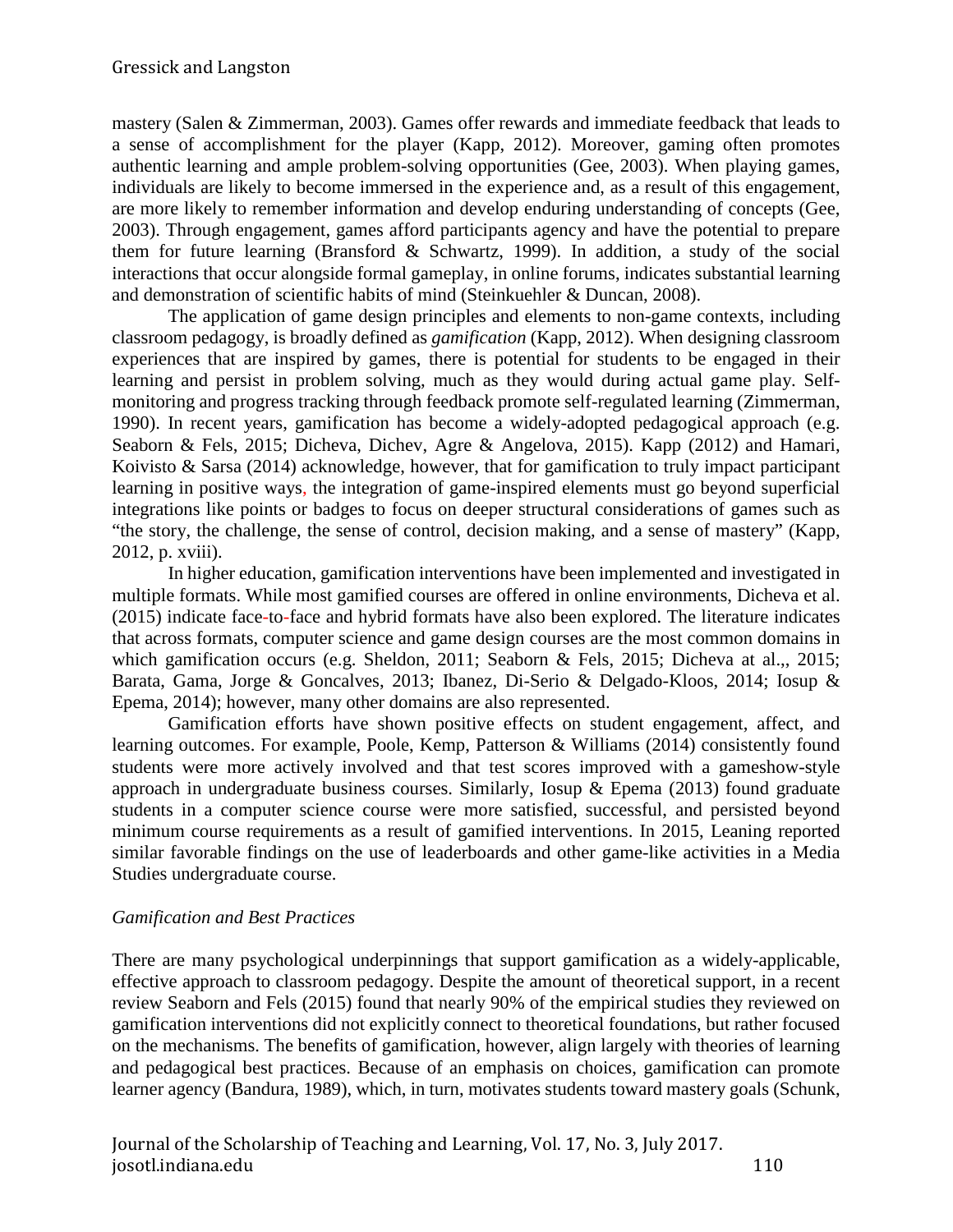mastery (Salen & Zimmerman, 2003). Games offer rewards and immediate feedback that leads to a sense of accomplishment for the player (Kapp, 2012). Moreover, gaming often promotes authentic learning and ample problem-solving opportunities (Gee, 2003). When playing games, individuals are likely to become immersed in the experience and, as a result of this engagement, are more likely to remember information and develop enduring understanding of concepts (Gee, 2003). Through engagement, games afford participants agency and have the potential to prepare them for future learning (Bransford & Schwartz, 1999). In addition, a study of the social interactions that occur alongside formal gameplay, in online forums, indicates substantial learning and demonstration of scientific habits of mind (Steinkuehler & Duncan, 2008).

The application of game design principles and elements to non-game contexts, including classroom pedagogy, is broadly defined as *gamification* (Kapp, 2012). When designing classroom experiences that are inspired by games, there is potential for students to be engaged in their learning and persist in problem solving, much as they would during actual game play. Self-monitoring and progress tracking through feedback promote self-regulated learning (Zimmerman, 1990). In recent years, gamification has become a widely-adopted pedagogical approach (e.g. Seaborn & Fels, 2015; Dicheva, Dichev, Agre & Angelova, 2015). Kapp (2012) and Hamari, Koivisto & Sarsa (2014) acknowledge, however, that for gamification to truly impact participant learning in positive ways, the integration of game-inspired elements must go beyond superficial integrations like points or badges to focus on deeper structural considerations of games such as "the story, the challenge, the sense of control, decision making, and a sense of mastery" (Kapp, 2012, p. xviii).

In higher education, gamification interventions have been implemented and investigated in multiple formats. While most gamified courses are offered in online environments, Dicheva et al. (2015) indicate face-to-face and hybrid formats have also been explored. The literature indicates that across formats, computer science and game design courses are the most common domains in which gamification occurs (e.g. Sheldon, 2011; Seaborn & Fels, 2015; Dicheva at al.,, 2015; Barata, Gama, Jorge & Goncalves, 2013; Ibanez, Di-Serio & Delgado-Kloos, 2014; Iosup & Epema, 2014); however, many other domains are also represented.

Gamification efforts have shown positive effects on student engagement, affect, and learning outcomes. For example, Poole, Kemp, Patterson & Williams (2014) consistently found students were more actively involved and that test scores improved with a gameshow-style approach in undergraduate business courses. Similarly, Iosup & Epema (2013) found graduate students in a computer science course were more satisfied, successful, and persisted beyond minimum course requirements as a result of gamified interventions. In 2015, Leaning reported similar favorable findings on the use of leaderboards and other game-like activities in a Media Studies undergraduate course.

*Gamification and Best Practices*

There are many psychological underpinnings that support gamification as a widely-applicable, effective approach to classroom pedagogy. Despite the amount of theoretical support, in a recent review Seaborn and Fels (2015) found that nearly 90% of the empirical studies they reviewed on gamification interventions did not explicitly connect to theoretical foundations, but rather focused on the mechanisms. The benefits of gamification, however, align largely with theories of learning and pedagogical best practices. Because of an emphasis on choices, gamification can promote learner agency (Bandura, 1989), which, in turn, motivates students toward mastery goals (Schunk,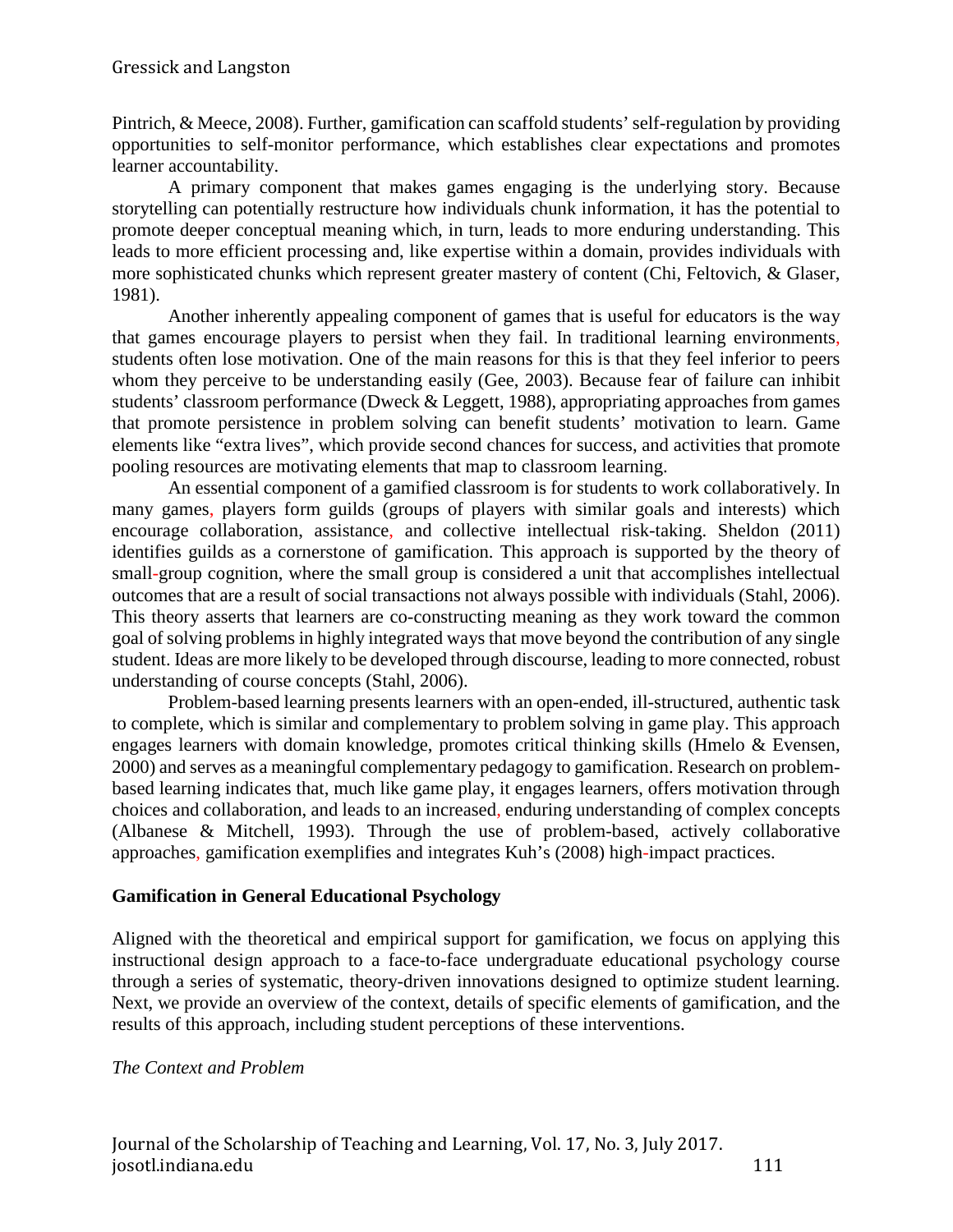Pintrich, & Meece, 2008). Further, gamification can scaffold students' self-regulation by providing opportunities to self-monitor performance, which establishes clear expectations and promotes learner accountability.

A primary component that makes games engaging is the underlying story. Because storytelling can potentially restructure how individuals chunk information, it has the potential to promote deeper conceptual meaning which, in turn, leads to more enduring understanding. This leads to more efficient processing and, like expertise within a domain, provides individuals with more sophisticated chunks which represent greater mastery of content (Chi, Feltovich, & Glaser, 1981).

Another inherently appealing component of games that is useful for educators is the way that games encourage players to persist when they fail. In traditional learning environments, students often lose motivation. One of the main reasons for this is that they feel inferior to peers whom they perceive to be understanding easily (Gee, 2003). Because fear of failure can inhibit students' classroom performance (Dweck & Leggett, 1988), appropriating approaches from games that promote persistence in problem solving can benefit students' motivation to learn. Game elements like "extra lives", which provide second chances for success, and activities that promote pooling resources are motivating elements that map to classroom learning.

An essential component of a gamified classroom is for students to work collaboratively. In many games, players form guilds (groups of players with similar goals and interests) which encourage collaboration, assistance, and collective intellectual risk-taking. Sheldon (2011) identifies guilds as a cornerstone of gamification. This approach is supported by the theory of small-group cognition, where the small group is considered a unit that accomplishes intellectual outcomes that are a result of social transactions not always possible with individuals (Stahl, 2006). This theory asserts that learners are co-constructing meaning as they work toward the common goal of solving problems in highly integrated ways that move beyond the contribution of any single student. Ideas are more likely to be developed through discourse, leading to more connected, robust understanding of course concepts (Stahl, 2006).

Problem-based learning presents learners with an open-ended, ill-structured, authentic task to complete, which is similar and complementary to problem solving in game play. This approach engages learners with domain knowledge, promotes critical thinking skills (Hmelo & Evensen, 2000) and serves as a meaningful complementary pedagogy to gamification. Research on problem-based learning indicates that, much like game play, it engages learners, offers motivation through choices and collaboration, and leads to an increased, enduring understanding of complex concepts (Albanese & Mitchell, 1993). Through the use of problem-based, actively collaborative approaches, gamification exemplifies and integrates Kuh's (2008) high-impact practices.

## Gamification in General Educational Psychology

Aligned with the theoretical and empirical support for gamification, we focus on applying this instructional design approach to a face-to-face undergraduate educational psychology course through a series of systematic, theory-driven innovations designed to optimize student learning. Next, we provide an overview of the context, details of specific elements of gamification, and the results of this approach, including student perceptions of these interventions.

### *The Context and Problem*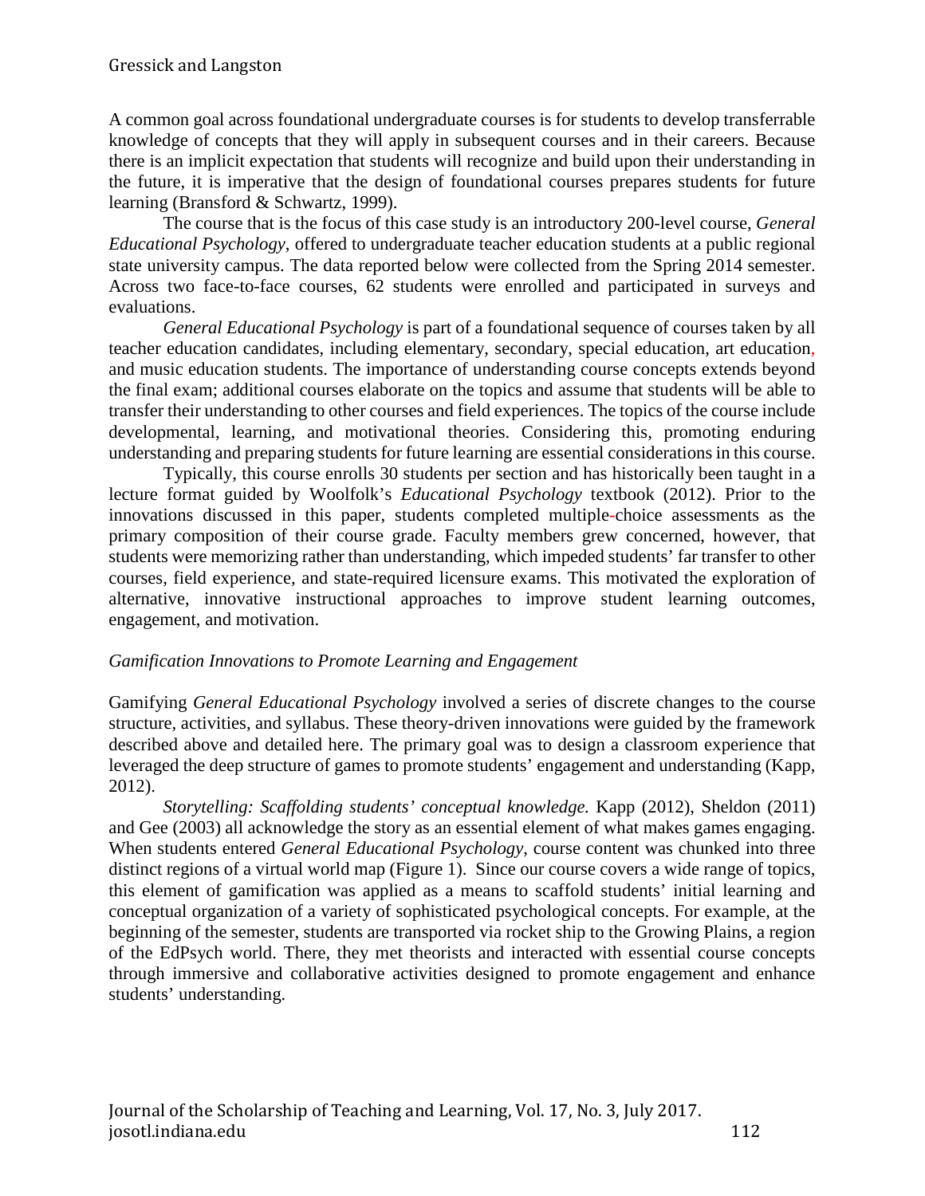A common goal across foundational undergraduate courses is for students to develop transferrable knowledge of concepts that they will apply in subsequent courses and in their careers. Because there is an implicit expectation that students will recognize and build upon their understanding in the future, it is imperative that the design of foundational courses prepares students for future learning (Bransford & Schwartz, 1999).

The course that is the focus of this case study is an introductory 200-level course, *General Educational Psychology*, offered to undergraduate teacher education students at a public regional state university campus. The data reported below were collected from the Spring 2014 semester. Across two face-to-face courses, 62 students were enrolled and participated in surveys and evaluations.

*General Educational Psychology* is part of a foundational sequence of courses taken by all teacher education candidates, including elementary, secondary, special education, art education, and music education students. The importance of understanding course concepts extends beyond the final exam; additional courses elaborate on the topics and assume that students will be able to transfer their understanding to other courses and field experiences. The topics of the course include developmental, learning, and motivational theories. Considering this, promoting enduring understanding and preparing students for future learning are essential considerations in this course.

Typically, this course enrolls 30 students per section and has historically been taught in a lecture format guided by Woolfolk's *Educational Psychology* textbook (2012). Prior to the innovations discussed in this paper, students completed multiple-choice assessments as the primary composition of their course grade. Faculty members grew concerned, however, that students were memorizing rather than understanding, which impeded students' far transfer to other courses, field experience, and state-required licensure exams. This motivated the exploration of alternative, innovative instructional approaches to improve student learning outcomes, engagement, and motivation.

### *Gamification Innovations to Promote Learning and Engagement*

Gamifying *General Educational Psychology* involved a series of discrete changes to the course structure, activities, and syllabus. These theory-driven innovations were guided by the framework described above and detailed here. The primary goal was to design a classroom experience that leveraged the deep structure of games to promote students' engagement and understanding (Kapp, 2012).

*Storytelling: Scaffolding students' conceptual knowledge.* Kapp (2012), Sheldon (2011) and Gee (2003) all acknowledge the story as an essential element of what makes games engaging. When students entered *General Educational Psychology*, course content was chunked into three distinct regions of a virtual world map (Figure 1). Since our course covers a wide range of topics, this element of gamification was applied as a means to scaffold students' initial learning and conceptual organization of a variety of sophisticated psychological concepts. For example, at the beginning of the semester, students are transported via rocket ship to the Growing Plains, a region of the EdPsych world. There, they met theorists and interacted with essential course concepts through immersive and collaborative activities designed to promote engagement and enhance students' understanding.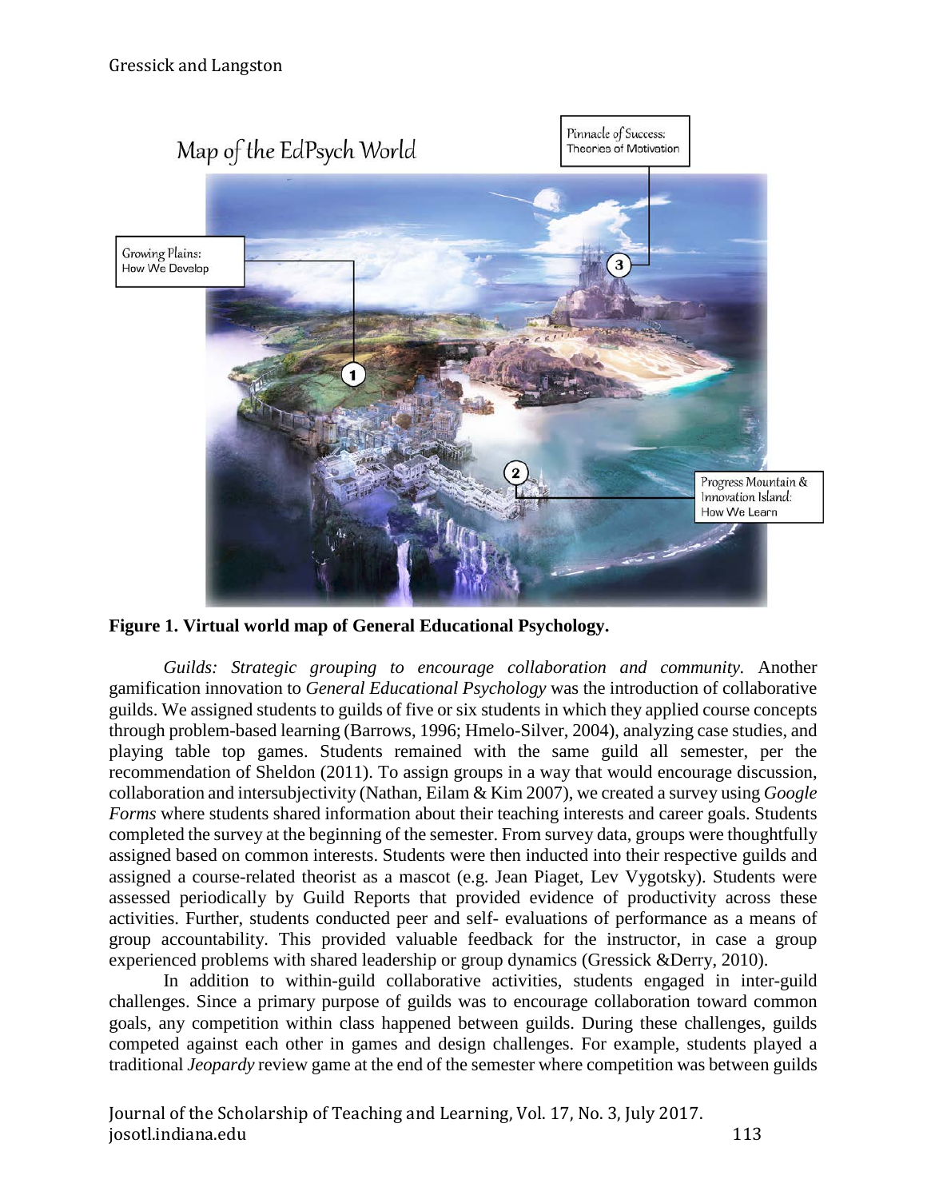Map of the EdPsych World

Growing Plains: How We Develop

Progress Mountain & Innovation Island: How We Learn

Pinnacle of Success: Theories of Motivation

**Figure 1. Virtual world map of General Educational Psychology.**

*Guilds: Strategic grouping to encourage collaboration and community.* Another gamification innovation to *General Educational Psychology* was the introduction of collaborative guilds. We assigned students to guilds of five or six students in which they applied course concepts through problem-based learning (Barrows, 1996; Hmelo-Silver, 2004), analyzing case studies, and playing table top games. Students remained with the same guild all semester, per the recommendation of Sheldon (2011). To assign groups in a way that would encourage discussion, collaboration and intersubjectivity (Nathan, Eilam & Kim 2007), we created a survey using *Google Forms* where students shared information about their teaching interests and career goals. Students completed the survey at the beginning of the semester. From survey data, groups were thoughtfully assigned based on common interests. Students were then inducted into their respective guilds and assigned a course-related theorist as a mascot (e.g. Jean Piaget, Lev Vygotsky). Students were assessed periodically by Guild Reports that provided evidence of productivity across these activities. Further, students conducted peer and self- evaluations of performance as a means of group accountability. This provided valuable feedback for the instructor, in case a group experienced problems with shared leadership or group dynamics (Gressick &Derry, 2010).

In addition to within-guild collaborative activities, students engaged in inter-guild challenges. Since a primary purpose of guilds was to encourage collaboration toward common goals, any competition within class happened between guilds. During these challenges, guilds competed against each other in games and design challenges. For example, students played a traditional *Jeopardy* review game at the end of the semester where competition was between guilds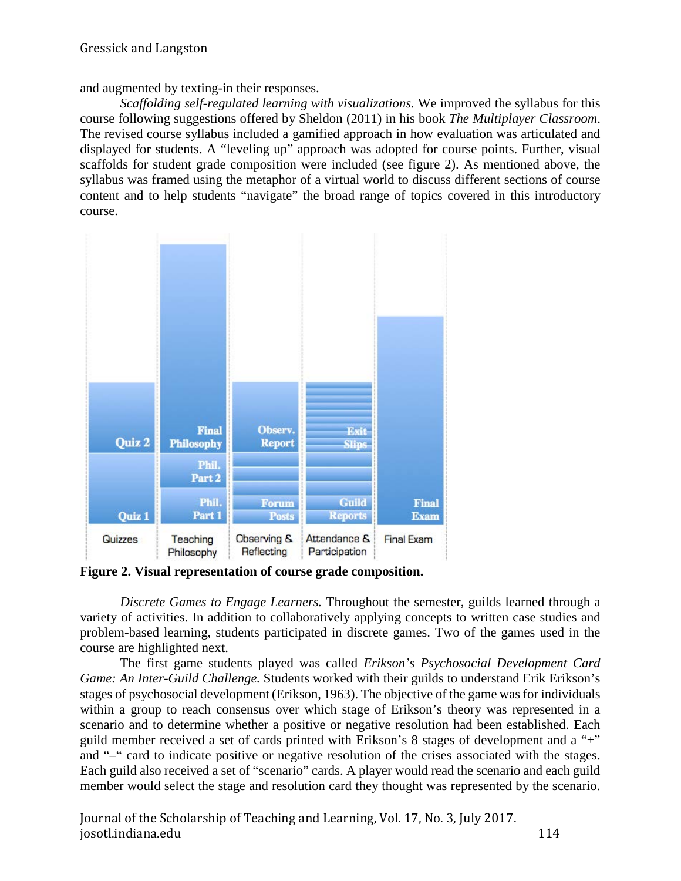and augmented by texting-in their responses.

*Scaffolding self-regulated learning with visualizations.* We improved the syllabus for this course following suggestions offered by Sheldon (2011) in his book *The Multiplayer Classroom*. The revised course syllabus included a gamified approach in how evaluation was articulated and displayed for students. A "leveling up" approach was adopted for course points. Further, visual scaffolds for student grade composition were included (see figure 2). As mentioned above, the syllabus was framed using the metaphor of a virtual world to discuss different sections of course content and to help students "navigate" the broad range of topics covered in this introductory course.

**Figure 2. Visual representation of course grade composition.**

*Discrete Games to Engage Learners.* Throughout the semester, guilds learned through a variety of activities. In addition to collaboratively applying concepts to written case studies and problem-based learning, students participated in discrete games. Two of the games used in the course are highlighted next.

The first game students played was called *Erikson's Psychosocial Development Card Game: An Inter-Guild Challenge.* Students worked with their guilds to understand Erik Erikson's stages of psychosocial development (Erikson, 1963). The objective of the game was for individuals within a group to reach consensus over which stage of Erikson's theory was represented in a scenario and to determine whether a positive or negative resolution had been established. Each guild member received a set of cards printed with Erikson's 8 stages of development and a "+" and "–" card to indicate positive or negative resolution of the crises associated with the stages. Each guild also received a set of "scenario" cards. A player would read the scenario and each guild member would select the stage and resolution card they thought was represented by the scenario.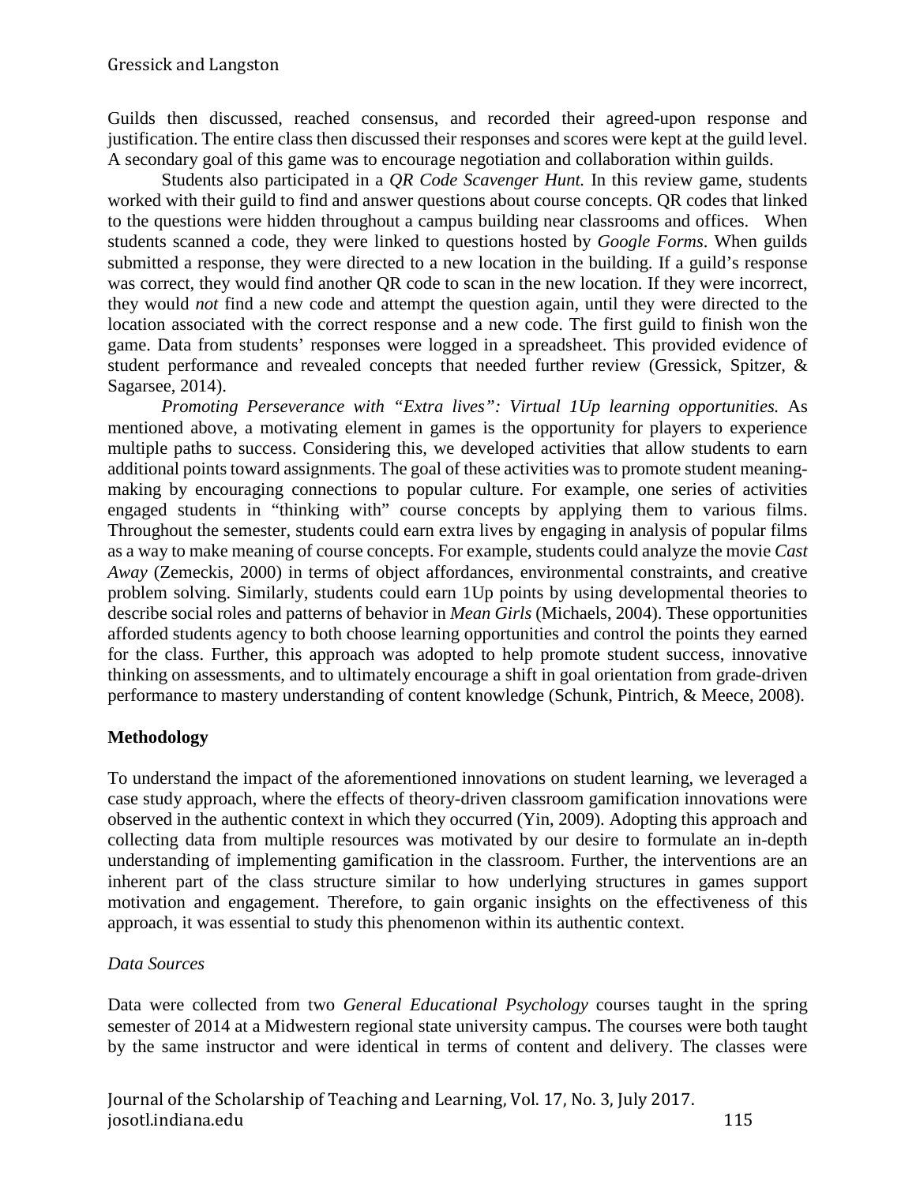Guilds then discussed, reached consensus, and recorded their agreed-upon response and justification. The entire class then discussed their responses and scores were kept at the guild level. A secondary goal of this game was to encourage negotiation and collaboration within guilds.

Students also participated in a *QR Code Scavenger Hunt.* In this review game, students worked with their guild to find and answer questions about course concepts. QR codes that linked to the questions were hidden throughout a campus building near classrooms and offices. When students scanned a code, they were linked to questions hosted by *Google Forms*. When guilds submitted a response, they were directed to a new location in the building. If a guild's response was correct, they would find another QR code to scan in the new location. If they were incorrect, they would *not* find a new code and attempt the question again, until they were directed to the location associated with the correct response and a new code. The first guild to finish won the game. Data from students' responses were logged in a spreadsheet. This provided evidence of student performance and revealed concepts that needed further review (Gressick, Spitzer, & Sagarsee, 2014).

*Promoting Perseverance with "Extra lives": Virtual 1Up learning opportunities.* As mentioned above, a motivating element in games is the opportunity for players to experience multiple paths to success. Considering this, we developed activities that allow students to earn additional points toward assignments. The goal of these activities was to promote student meaning-making by encouraging connections to popular culture. For example, one series of activities engaged students in "thinking with" course concepts by applying them to various films. Throughout the semester, students could earn extra lives by engaging in analysis of popular films as a way to make meaning of course concepts. For example, students could analyze the movie *Cast Away* (Zemeckis, 2000) in terms of object affordances, environmental constraints, and creative problem solving. Similarly, students could earn 1Up points by using developmental theories to describe social roles and patterns of behavior in *Mean Girls* (Michaels, 2004). These opportunities afforded students agency to both choose learning opportunities and control the points they earned for the class. Further, this approach was adopted to help promote student success, innovative thinking on assessments, and to ultimately encourage a shift in goal orientation from grade-driven performance to mastery understanding of content knowledge (Schunk, Pintrich, & Meece, 2008).

## Methodology

To understand the impact of the aforementioned innovations on student learning, we leveraged a case study approach, where the effects of theory-driven classroom gamification innovations were observed in the authentic context in which they occurred (Yin, 2009). Adopting this approach and collecting data from multiple resources was motivated by our desire to formulate an in-depth understanding of implementing gamification in the classroom. Further, the interventions are an inherent part of the class structure similar to how underlying structures in games support motivation and engagement. Therefore, to gain organic insights on the effectiveness of this approach, it was essential to study this phenomenon within its authentic context.

### *Data Sources*

Data were collected from two *General Educational Psychology* courses taught in the spring semester of 2014 at a Midwestern regional state university campus. The courses were both taught by the same instructor and were identical in terms of content and delivery. The classes were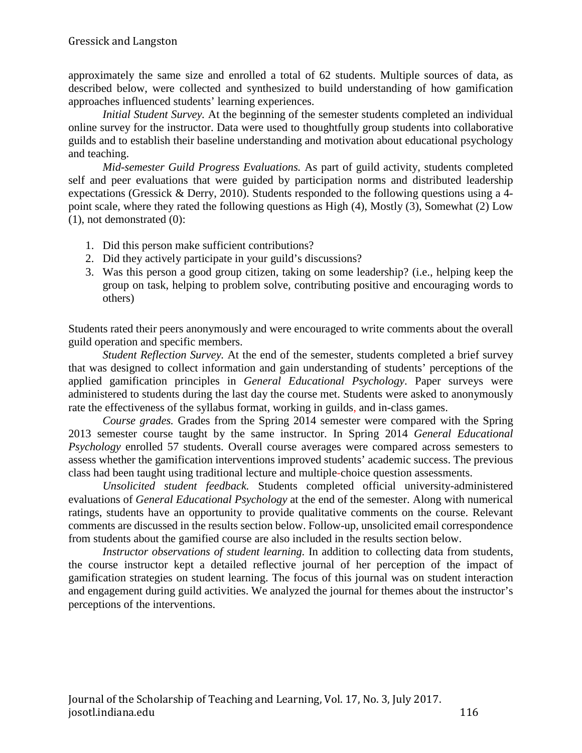approximately the same size and enrolled a total of 62 students. Multiple sources of data, as described below, were collected and synthesized to build understanding of how gamification approaches influenced students' learning experiences.

*Initial Student Survey.* At the beginning of the semester students completed an individual online survey for the instructor. Data were used to thoughtfully group students into collaborative guilds and to establish their baseline understanding and motivation about educational psychology and teaching.

*Mid-semester Guild Progress Evaluations.* As part of guild activity, students completed self and peer evaluations that were guided by participation norms and distributed leadership expectations (Gressick & Derry, 2010). Students responded to the following questions using a 4-point scale, where they rated the following questions as High (4), Mostly (3), Somewhat (2) Low (1), not demonstrated (0):

1. Did this person make sufficient contributions?
2. Did they actively participate in your guild's discussions?
3. Was this person a good group citizen, taking on some leadership? (i.e., helping keep the group on task, helping to problem solve, contributing positive and encouraging words to others)

Students rated their peers anonymously and were encouraged to write comments about the overall guild operation and specific members.

*Student Reflection Survey.* At the end of the semester, students completed a brief survey that was designed to collect information and gain understanding of students' perceptions of the applied gamification principles in *General Educational Psychology*. Paper surveys were administered to students during the last day the course met. Students were asked to anonymously rate the effectiveness of the syllabus format, working in guilds, and in-class games.

*Course grades.* Grades from the Spring 2014 semester were compared with the Spring 2013 semester course taught by the same instructor. In Spring 2014 *General Educational Psychology* enrolled 57 students. Overall course averages were compared across semesters to assess whether the gamification interventions improved students' academic success. The previous class had been taught using traditional lecture and multiple-choice question assessments.

*Unsolicited student feedback.* Students completed official university-administered evaluations of *General Educational Psychology* at the end of the semester. Along with numerical ratings, students have an opportunity to provide qualitative comments on the course. Relevant comments are discussed in the results section below. Follow-up, unsolicited email correspondence from students about the gamified course are also included in the results section below.

*Instructor observations of student learning.* In addition to collecting data from students, the course instructor kept a detailed reflective journal of her perception of the impact of gamification strategies on student learning. The focus of this journal was on student interaction and engagement during guild activities. We analyzed the journal for themes about the instructor's perceptions of the interventions.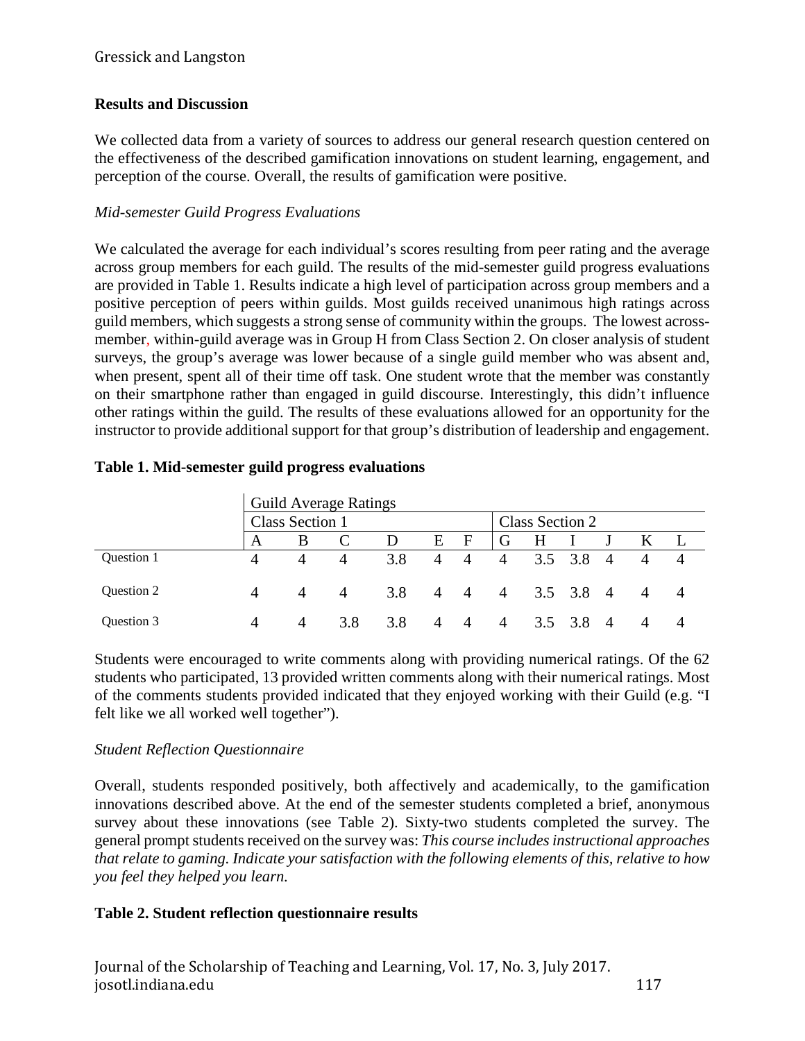## Results and Discussion

We collected data from a variety of sources to address our general research question centered on the effectiveness of the described gamification innovations on student learning, engagement, and perception of the course. Overall, the results of gamification were positive.

### *Mid-semester Guild Progress Evaluations*

We calculated the average for each individual's scores resulting from peer rating and the average across group members for each guild. The results of the mid-semester guild progress evaluations are provided in Table 1. Results indicate a high level of participation across group members and a positive perception of peers within guilds. Most guilds received unanimous high ratings across guild members, which suggests a strong sense of community within the groups. The lowest across-member, within-guild average was in Group H from Class Section 2. On closer analysis of student surveys, the group's average was lower because of a single guild member who was absent and, when present, spent all of their time off task. One student wrote that the member was constantly on their smartphone rather than engaged in guild discourse. Interestingly, this didn't influence other ratings within the guild. The results of these evaluations allowed for an opportunity for the instructor to provide additional support for that group's distribution of leadership and engagement.

**Table 1. Mid-semester guild progress evaluations**

| | Guild Average Ratings | | | | | | | | | | | |
|---|---|---|---|---|---|---|---|---|---|---|---|---|
| | Class Section 1 | | | | | | Class Section 2 | | | | | |
| | A | B | C | D | E | F | G | H | I | J | K | L |
| Question 1 | 4 | 4 | 4 | 3.8 | 4 | 4 | 4 | 3.5 | 3.8 | 4 | 4 | 4 |
| Question 2 | 4 | 4 | 4 | 3.8 | 4 | 4 | 4 | 3.5 | 3.8 | 4 | 4 | 4 |
| Question 3 | 4 | 4 | 3.8 | 3.8 | 4 | 4 | 4 | 3.5 | 3.8 | 4 | 4 | 4 |

Students were encouraged to write comments along with providing numerical ratings. Of the 62 students who participated, 13 provided written comments along with their numerical ratings. Most of the comments students provided indicated that they enjoyed working with their Guild (e.g. "I felt like we all worked well together").

### *Student Reflection Questionnaire*

Overall, students responded positively, both affectively and academically, to the gamification innovations described above. At the end of the semester students completed a brief, anonymous survey about these innovations (see Table 2). Sixty-two students completed the survey. The general prompt students received on the survey was: *This course includes instructional approaches that relate to gaming. Indicate your satisfaction with the following elements of this, relative to how you feel they helped you learn.*

**Table 2. Student reflection questionnaire results**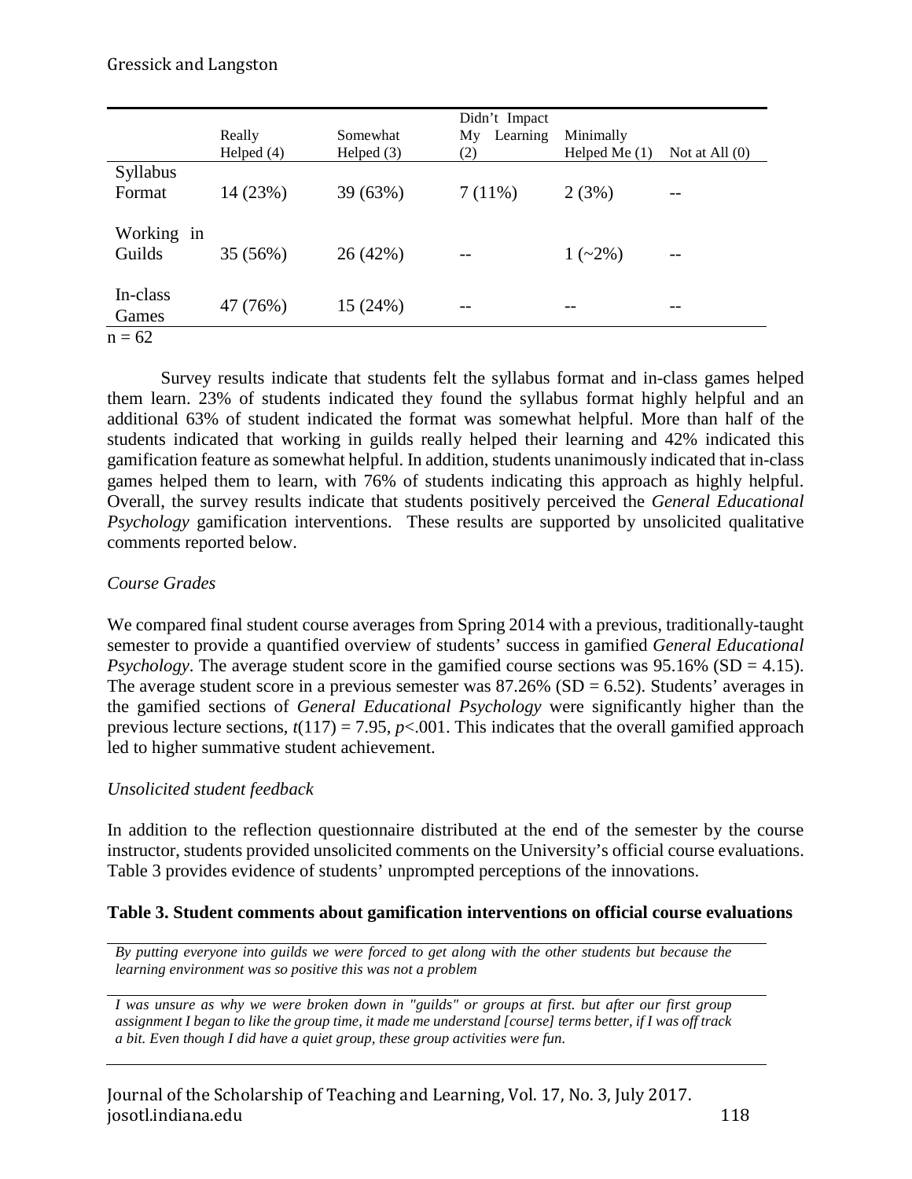| | Really Helped (4) | Somewhat Helped (3) | Didn't Impact My Learning (2) | Minimally Helped Me (1) | Not at All (0) |
|---|---|---|---|---|---|
| Syllabus Format | 14 (23%) | 39 (63%) | 7 (11%) | 2 (3%) | -- |
| Working in Guilds | 35 (56%) | 26 (42%) | -- | 1 (~2%) | -- |
| In-class Games | 47 (76%) | 15 (24%) | -- | -- | -- |

n = 62

Survey results indicate that students felt the syllabus format and in-class games helped them learn. 23% of students indicated they found the syllabus format highly helpful and an additional 63% of student indicated the format was somewhat helpful. More than half of the students indicated that working in guilds really helped their learning and 42% indicated this gamification feature as somewhat helpful. In addition, students unanimously indicated that in-class games helped them to learn, with 76% of students indicating this approach as highly helpful. Overall, the survey results indicate that students positively perceived the *General Educational Psychology* gamification interventions. These results are supported by unsolicited qualitative comments reported below.

### *Course Grades*

We compared final student course averages from Spring 2014 with a previous, traditionally-taught semester to provide a quantified overview of students' success in gamified *General Educational Psychology*. The average student score in the gamified course sections was 95.16% (SD = 4.15). The average student score in a previous semester was 87.26% (SD = 6.52). Students' averages in the gamified sections of *General Educational Psychology* were significantly higher than the previous lecture sections, $t(117) = 7.95$, $p<.001$. This indicates that the overall gamified approach led to higher summative student achievement.

### *Unsolicited student feedback*

In addition to the reflection questionnaire distributed at the end of the semester by the course instructor, students provided unsolicited comments on the University's official course evaluations. Table 3 provides evidence of students' unprompted perceptions of the innovations.

**Table 3. Student comments about gamification interventions on official course evaluations**

| |
|---|
| *By putting everyone into guilds we were forced to get along with the other students but because the learning environment was so positive this was not a problem* |
| *I was unsure as why we were broken down in "guilds" or groups at first. but after our first group assignment I began to like the group time, it made me understand [course] terms better, if I was off track a bit. Even though I did have a quiet group, these group activities were fun.* |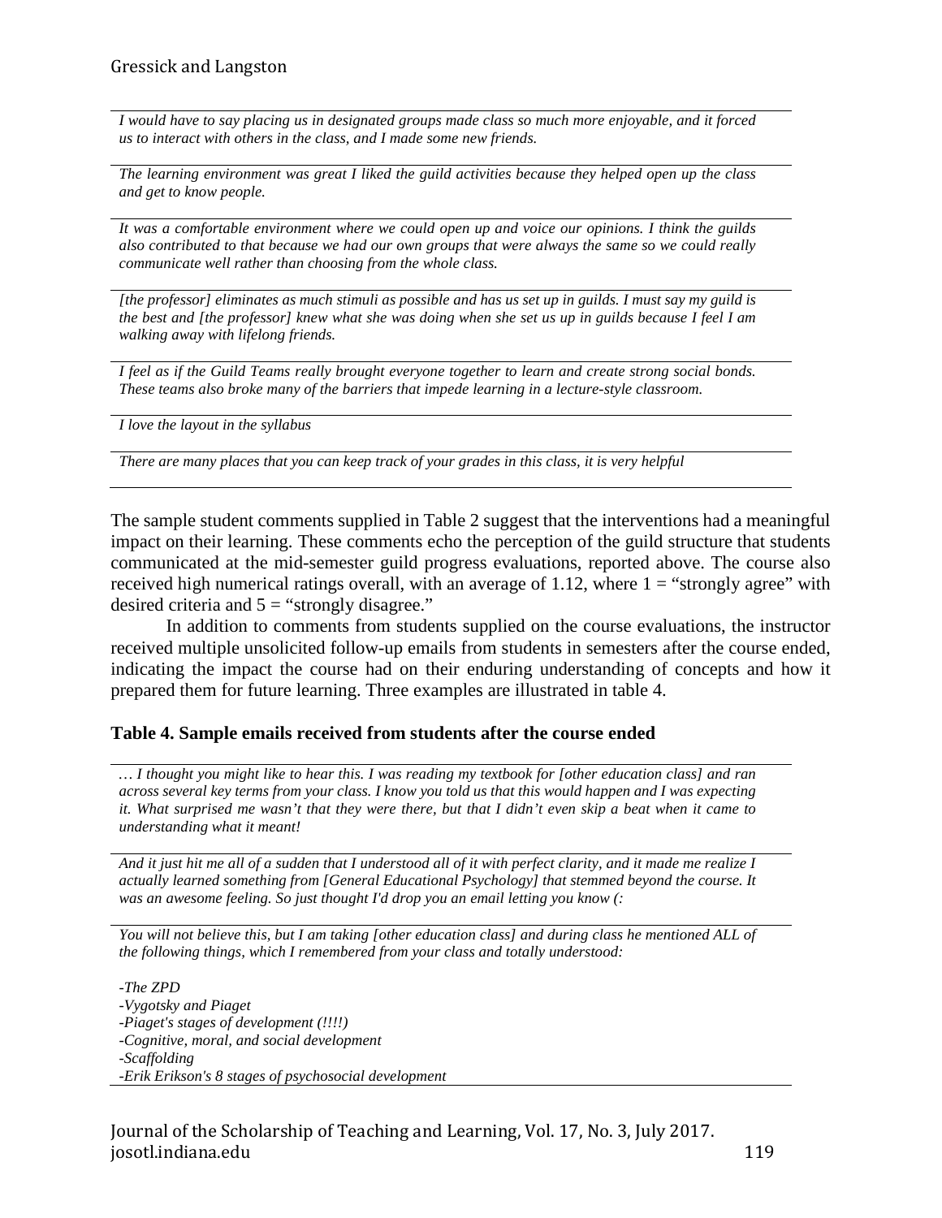| |
|---|
| *I would have to say placing us in designated groups made class so much more enjoyable, and it forced us to interact with others in the class, and I made some new friends.* |
| *The learning environment was great I liked the guild activities because they helped open up the class and get to know people.* |
| *It was a comfortable environment where we could open up and voice our opinions. I think the guilds also contributed to that because we had our own groups that were always the same so we could really communicate well rather than choosing from the whole class.* |
| *[the professor] eliminates as much stimuli as possible and has us set up in guilds. I must say my guild is the best and [the professor] knew what she was doing when she set us up in guilds because I feel I am walking away with lifelong friends.* |
| *I feel as if the Guild Teams really brought everyone together to learn and create strong social bonds. These teams also broke many of the barriers that impede learning in a lecture-style classroom.* |
| *I love the layout in the syllabus* |
| *There are many places that you can keep track of your grades in this class, it is very helpful* |

The sample student comments supplied in Table 2 suggest that the interventions had a meaningful impact on their learning. These comments echo the perception of the guild structure that students communicated at the mid-semester guild progress evaluations, reported above. The course also received high numerical ratings overall, with an average of 1.12, where 1 = "strongly agree" with desired criteria and 5 = "strongly disagree."

In addition to comments from students supplied on the course evaluations, the instructor received multiple unsolicited follow-up emails from students in semesters after the course ended, indicating the impact the course had on their enduring understanding of concepts and how it prepared them for future learning. Three examples are illustrated in table 4.

**Table 4. Sample emails received from students after the course ended**

| |
|---|
| *… I thought you might like to hear this. I was reading my textbook for [other education class] and ran across several key terms from your class. I know you told us that this would happen and I was expecting it. What surprised me wasn't that they were there, but that I didn't even skip a beat when it came to understanding what it meant!* |
| *And it just hit me all of a sudden that I understood all of it with perfect clarity, and it made me realize I actually learned something from [General Educational Psychology] that stemmed beyond the course. It was an awesome feeling. So just thought I'd drop you an email letting you know (:* |
| *You will not believe this, but I am taking [other education class] and during class he mentioned ALL of the following things, which I remembered from your class and totally understood:*<br><br>*-The ZPD*<br>*-Vygotsky and Piaget*<br>*-Piaget's stages of development (!!!!)*<br>*-Cognitive, moral, and social development*<br>*-Scaffolding*<br>*-Erik Erikson's 8 stages of psychosocial development* |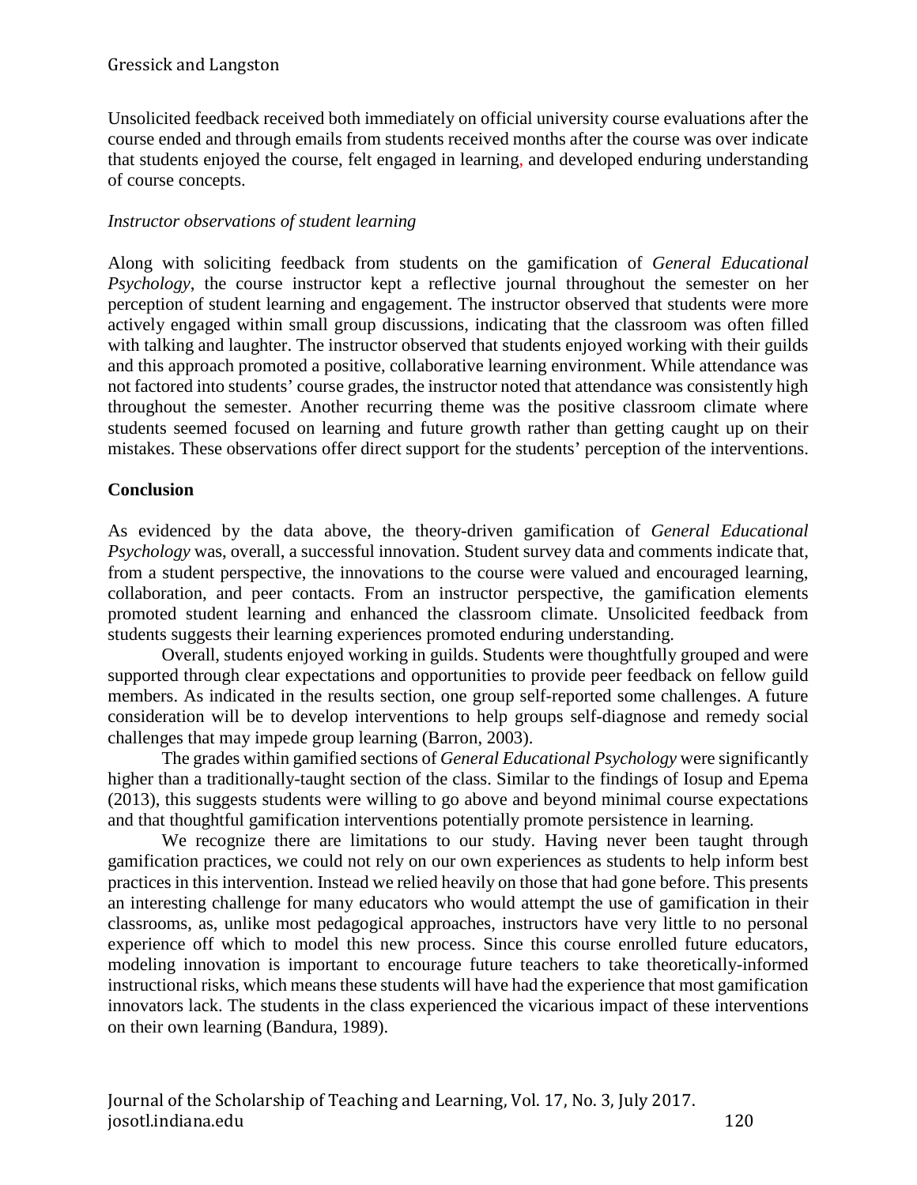Unsolicited feedback received both immediately on official university course evaluations after the course ended and through emails from students received months after the course was over indicate that students enjoyed the course, felt engaged in learning, and developed enduring understanding of course concepts.

*Instructor observations of student learning*

Along with soliciting feedback from students on the gamification of *General Educational Psychology*, the course instructor kept a reflective journal throughout the semester on her perception of student learning and engagement. The instructor observed that students were more actively engaged within small group discussions, indicating that the classroom was often filled with talking and laughter. The instructor observed that students enjoyed working with their guilds and this approach promoted a positive, collaborative learning environment. While attendance was not factored into students' course grades, the instructor noted that attendance was consistently high throughout the semester. Another recurring theme was the positive classroom climate where students seemed focused on learning and future growth rather than getting caught up on their mistakes. These observations offer direct support for the students' perception of the interventions.

**Conclusion**

As evidenced by the data above, the theory-driven gamification of *General Educational Psychology* was, overall, a successful innovation. Student survey data and comments indicate that, from a student perspective, the innovations to the course were valued and encouraged learning, collaboration, and peer contacts. From an instructor perspective, the gamification elements promoted student learning and enhanced the classroom climate. Unsolicited feedback from students suggests their learning experiences promoted enduring understanding.

Overall, students enjoyed working in guilds. Students were thoughtfully grouped and were supported through clear expectations and opportunities to provide peer feedback on fellow guild members. As indicated in the results section, one group self-reported some challenges. A future consideration will be to develop interventions to help groups self-diagnose and remedy social challenges that may impede group learning (Barron, 2003).

The grades within gamified sections of *General Educational Psychology* were significantly higher than a traditionally-taught section of the class. Similar to the findings of Iosup and Epema (2013), this suggests students were willing to go above and beyond minimal course expectations and that thoughtful gamification interventions potentially promote persistence in learning.

We recognize there are limitations to our study. Having never been taught through gamification practices, we could not rely on our own experiences as students to help inform best practices in this intervention. Instead we relied heavily on those that had gone before. This presents an interesting challenge for many educators who would attempt the use of gamification in their classrooms, as, unlike most pedagogical approaches, instructors have very little to no personal experience off which to model this new process. Since this course enrolled future educators, modeling innovation is important to encourage future teachers to take theoretically-informed instructional risks, which means these students will have had the experience that most gamification innovators lack. The students in the class experienced the vicarious impact of these interventions on their own learning (Bandura, 1989).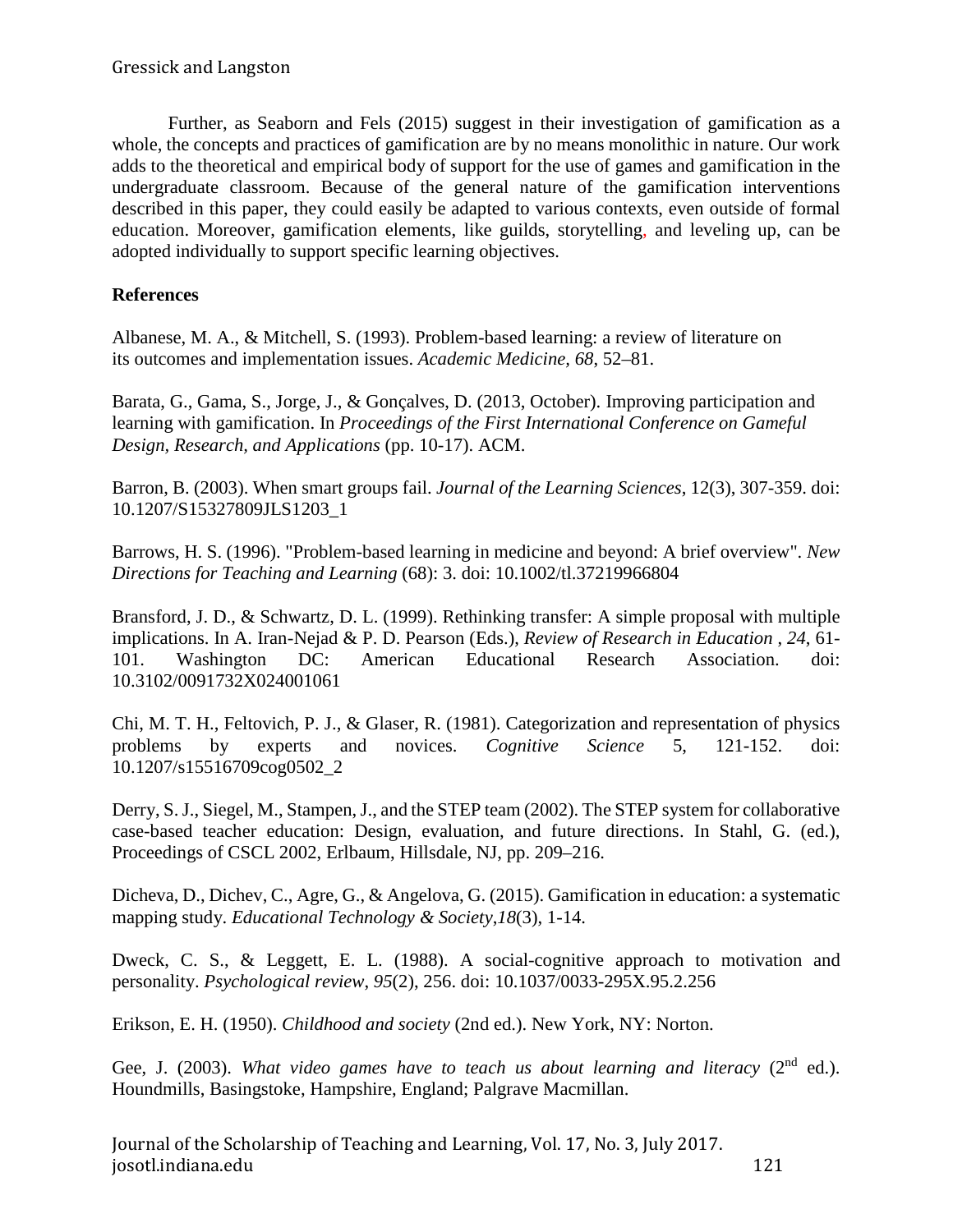Further, as Seaborn and Fels (2015) suggest in their investigation of gamification as a whole, the concepts and practices of gamification are by no means monolithic in nature. Our work adds to the theoretical and empirical body of support for the use of games and gamification in the undergraduate classroom. Because of the general nature of the gamification interventions described in this paper, they could easily be adapted to various contexts, even outside of formal education. Moreover, gamification elements, like guilds, storytelling, and leveling up, can be adopted individually to support specific learning objectives.

**References**

Albanese, M. A., & Mitchell, S. (1993). Problem-based learning: a review of literature on its outcomes and implementation issues. *Academic Medicine, 68*, 52–81.

Barata, G., Gama, S., Jorge, J., & Gonçalves, D. (2013, October). Improving participation and learning with gamification. In *Proceedings of the First International Conference on Gameful Design, Research, and Applications* (pp. 10-17). ACM.

Barron, B. (2003). When smart groups fail. *Journal of the Learning Sciences*, 12(3), 307-359. doi: 10.1207/S15327809JLS1203_1

Barrows, H. S. (1996). "Problem-based learning in medicine and beyond: A brief overview". *New Directions for Teaching and Learning* (68): 3. doi: 10.1002/tl.37219966804

Bransford, J. D., & Schwartz, D. L. (1999). Rethinking transfer: A simple proposal with multiple implications. In A. Iran-Nejad & P. D. Pearson (Eds.), *Review of Research in Education* , *24*, 61-101. Washington DC: American Educational Research Association. doi: 10.3102/0091732X024001061

Chi, M. T. H., Feltovich, P. J., & Glaser, R. (1981). Categorization and representation of physics problems by experts and novices. *Cognitive Science* 5, 121-152. doi: 10.1207/s15516709cog0502_2

Derry, S. J., Siegel, M., Stampen, J., and the STEP team (2002). The STEP system for collaborative case-based teacher education: Design, evaluation, and future directions. In Stahl, G. (ed.), Proceedings of CSCL 2002, Erlbaum, Hillsdale, NJ, pp. 209–216.

Dicheva, D., Dichev, C., Agre, G., & Angelova, G. (2015). Gamification in education: a systematic mapping study. *Educational Technology & Society*,*18*(3), 1-14.

Dweck, C. S., & Leggett, E. L. (1988). A social-cognitive approach to motivation and personality. *Psychological review*, *95*(2), 256. doi: 10.1037/0033-295X.95.2.256

Erikson, E. H. (1950). *Childhood and society* (2nd ed.). New York, NY: Norton.

Gee, J. (2003). *What video games have to teach us about learning and literacy* (2nd ed.). Houndmills, Basingstoke, Hampshire, England; Palgrave Macmillan.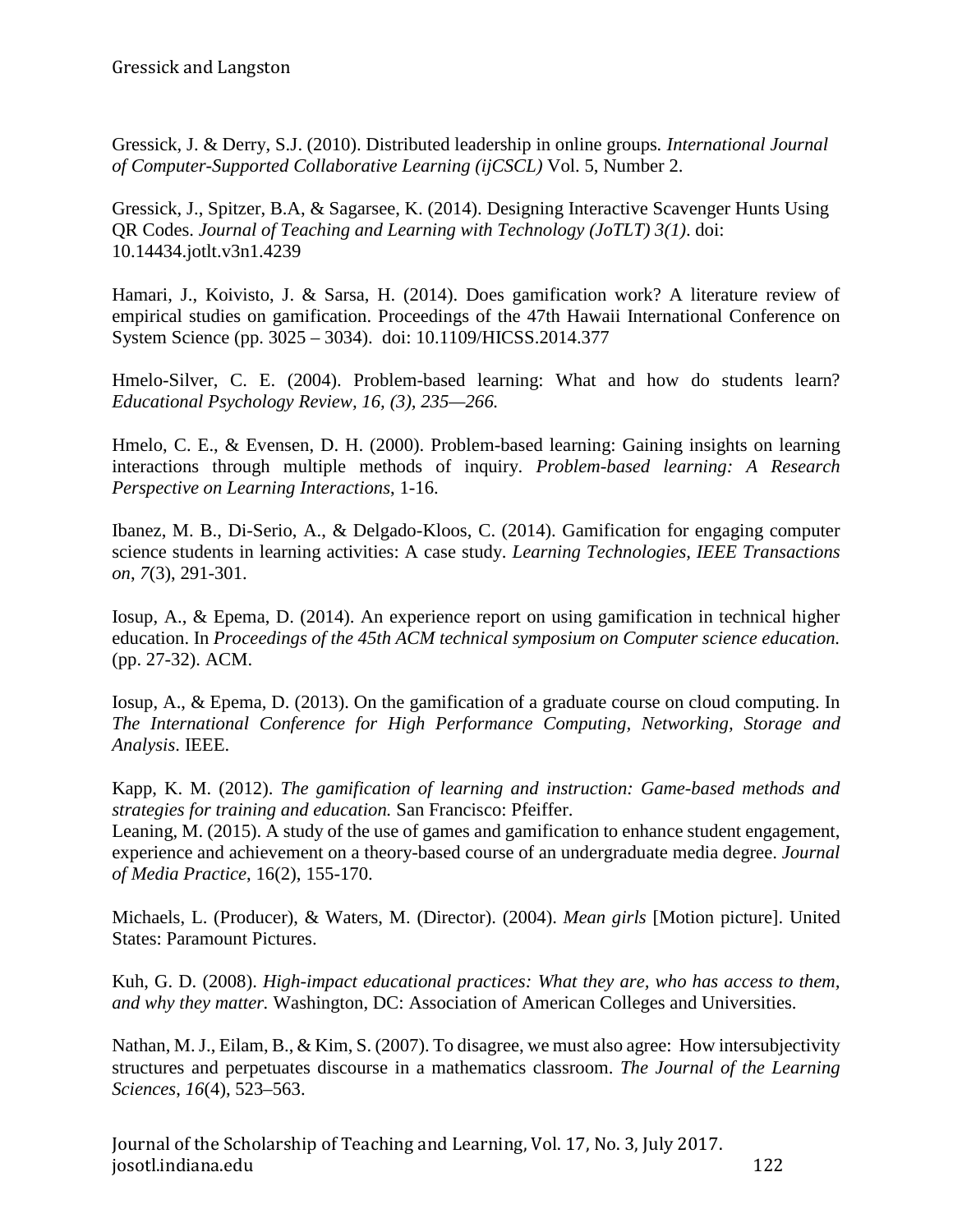Gressick, J. & Derry, S.J. (2010). Distributed leadership in online groups. *International Journal of Computer-Supported Collaborative Learning (ijCSCL)* Vol. 5, Number 2.

Gressick, J., Spitzer, B.A, & Sagarsee, K. (2014). Designing Interactive Scavenger Hunts Using QR Codes. *Journal of Teaching and Learning with Technology (JoTLT) 3(1)*. doi: 10.14434.jotlt.v3n1.4239

Hamari, J., Koivisto, J. & Sarsa, H. (2014). Does gamification work? A literature review of empirical studies on gamification. Proceedings of the 47th Hawaii International Conference on System Science (pp. 3025 – 3034). doi: 10.1109/HICSS.2014.377

Hmelo-Silver, C. E. (2004). Problem-based learning: What and how do students learn? *Educational Psychology Review, 16, (3), 235—266.*

Hmelo, C. E., & Evensen, D. H. (2000). Problem-based learning: Gaining insights on learning interactions through multiple methods of inquiry. *Problem-based learning: A Research Perspective on Learning Interactions*, 1-16.

Ibanez, M. B., Di-Serio, A., & Delgado-Kloos, C. (2014). Gamification for engaging computer science students in learning activities: A case study. *Learning Technologies, IEEE Transactions on*, *7*(3), 291-301.

Iosup, A., & Epema, D. (2014). An experience report on using gamification in technical higher education. In *Proceedings of the 45th ACM technical symposium on Computer science education.* (pp. 27-32). ACM.

Iosup, A., & Epema, D. (2013). On the gamification of a graduate course on cloud computing. In *The International Conference for High Performance Computing, Networking, Storage and Analysis*. IEEE.

Kapp, K. M. (2012). *The gamification of learning and instruction: Game-based methods and strategies for training and education.* San Francisco: Pfeiffer.

Leaning, M. (2015). A study of the use of games and gamification to enhance student engagement, experience and achievement on a theory-based course of an undergraduate media degree. *Journal of Media Practice*, 16(2), 155-170.

Michaels, L. (Producer), & Waters, M. (Director). (2004). *Mean girls* [Motion picture]. United States: Paramount Pictures.

Kuh, G. D. (2008). *High-impact educational practices: What they are, who has access to them, and why they matter.* Washington, DC: Association of American Colleges and Universities.

Nathan, M. J., Eilam, B., & Kim, S. (2007). To disagree, we must also agree: How intersubjectivity structures and perpetuates discourse in a mathematics classroom. *The Journal of the Learning Sciences*, *16*(4), 523–563.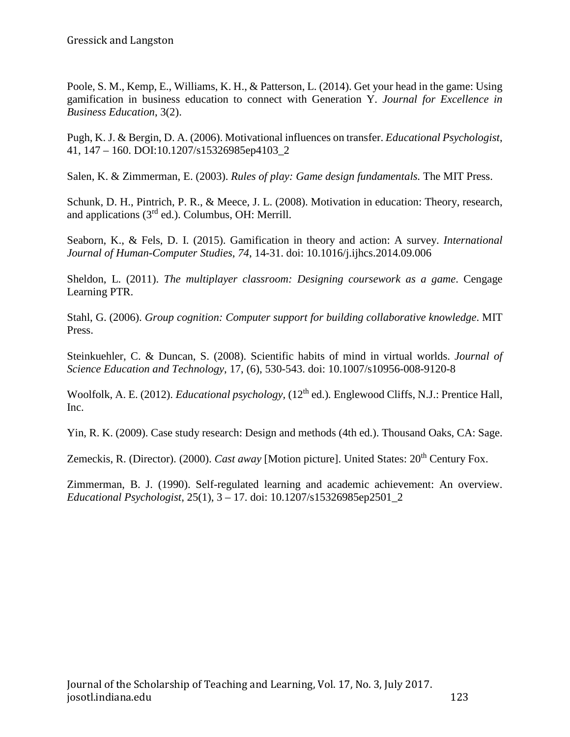Poole, S. M., Kemp, E., Williams, K. H., & Patterson, L. (2014). Get your head in the game: Using gamification in business education to connect with Generation Y. *Journal for Excellence in Business Education*, 3(2).

Pugh, K. J. & Bergin, D. A. (2006). Motivational influences on transfer. *Educational Psychologist*, 41, 147 – 160. DOI:10.1207/s15326985ep4103_2

Salen, K. & Zimmerman, E. (2003). *Rules of play: Game design fundamentals.* The MIT Press.

Schunk, D. H., Pintrich, P. R., & Meece, J. L. (2008). Motivation in education: Theory, research, and applications (3rd ed.). Columbus, OH: Merrill.

Seaborn, K., & Fels, D. I. (2015). Gamification in theory and action: A survey. *International Journal of Human-Computer Studies*, *74*, 14-31. doi: 10.1016/j.ijhcs.2014.09.006

Sheldon, L. (2011). *The multiplayer classroom: Designing coursework as a game*. Cengage Learning PTR.

Stahl, G. (2006). *Group cognition: Computer support for building collaborative knowledge*. MIT Press.

Steinkuehler, C. & Duncan, S. (2008). Scientific habits of mind in virtual worlds. *Journal of Science Education and Technology*, 17, (6), 530-543. doi: 10.1007/s10956-008-9120-8

Woolfolk, A. E. (2012). *Educational psychology*, (12th ed.). Englewood Cliffs, N.J.: Prentice Hall, Inc.

Yin, R. K. (2009). Case study research: Design and methods (4th ed.). Thousand Oaks, CA: Sage.

Zemeckis, R. (Director). (2000). *Cast away* [Motion picture]. United States: 20th Century Fox.

Zimmerman, B. J. (1990). Self-regulated learning and academic achievement: An overview. *Educational Psychologist*, 25(1), 3 – 17. doi: 10.1207/s15326985ep2501_2